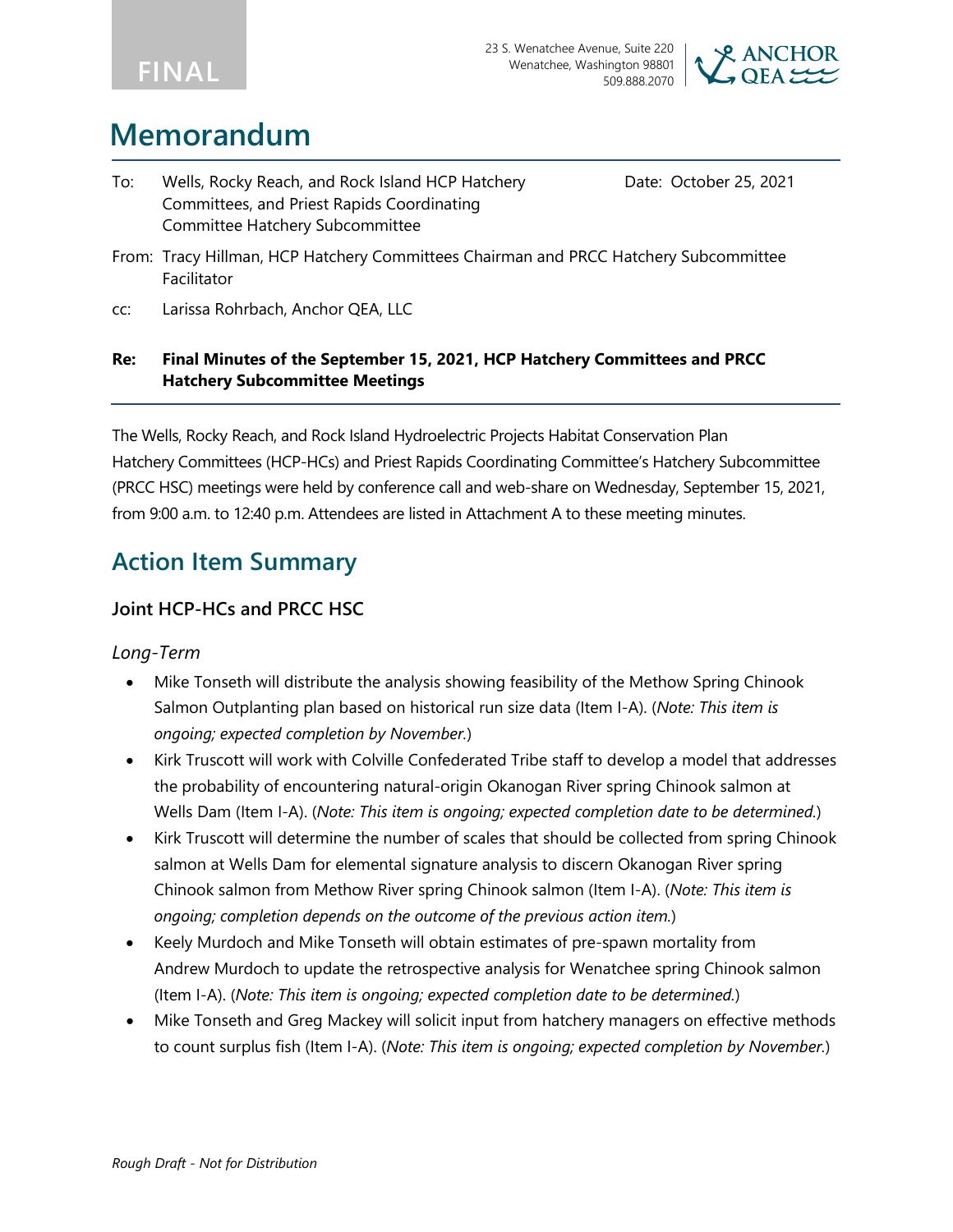FINAL

23 S. Wenatchee Avenue, Suite 220
Wenatchee, Washington 98801
509.888.2070

# Memorandum

To: Wells, Rocky Reach, and Rock Island HCP Hatchery Committees, and Priest Rapids Coordinating Committee Hatchery Subcommittee

Date: October 25, 2021

From: Tracy Hillman, HCP Hatchery Committees Chairman and PRCC Hatchery Subcommittee Facilitator

cc: Larissa Rohrbach, Anchor QEA, LLC

**Re: Final Minutes of the September 15, 2021, HCP Hatchery Committees and PRCC Hatchery Subcommittee Meetings**

The Wells, Rocky Reach, and Rock Island Hydroelectric Projects Habitat Conservation Plan Hatchery Committees (HCP-HCs) and Priest Rapids Coordinating Committee's Hatchery Subcommittee (PRCC HSC) meetings were held by conference call and web-share on Wednesday, September 15, 2021, from 9:00 a.m. to 12:40 p.m. Attendees are listed in Attachment A to these meeting minutes.

## Action Item Summary

### Joint HCP-HCs and PRCC HSC

*Long-Term*

- Mike Tonseth will distribute the analysis showing feasibility of the Methow Spring Chinook Salmon Outplanting plan based on historical run size data (Item I-A). (*Note: This item is ongoing; expected completion by November.*)
- Kirk Truscott will work with Colville Confederated Tribe staff to develop a model that addresses the probability of encountering natural-origin Okanogan River spring Chinook salmon at Wells Dam (Item I-A). (*Note: This item is ongoing; expected completion date to be determined.*)
- Kirk Truscott will determine the number of scales that should be collected from spring Chinook salmon at Wells Dam for elemental signature analysis to discern Okanogan River spring Chinook salmon from Methow River spring Chinook salmon (Item I-A). (*Note: This item is ongoing; completion depends on the outcome of the previous action item.*)
- Keely Murdoch and Mike Tonseth will obtain estimates of pre-spawn mortality from Andrew Murdoch to update the retrospective analysis for Wenatchee spring Chinook salmon (Item I-A). (*Note: This item is ongoing; expected completion date to be determined.*)
- Mike Tonseth and Greg Mackey will solicit input from hatchery managers on effective methods to count surplus fish (Item I-A). (*Note: This item is ongoing; expected completion by November.*)

*Rough Draft - Not for Distribution*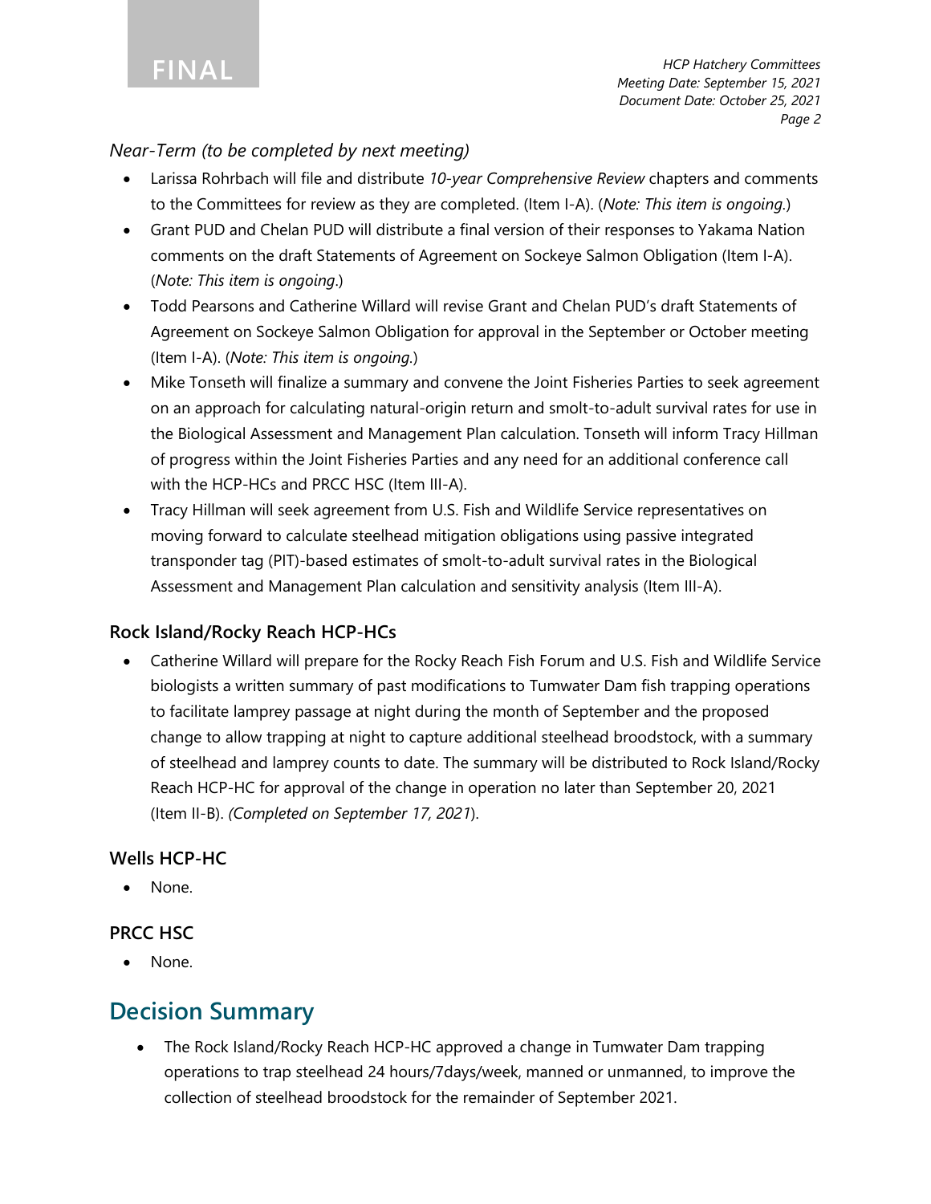*Near-Term (to be completed by next meeting)*

- Larissa Rohrbach will file and distribute *10-year Comprehensive Review* chapters and comments to the Committees for review as they are completed. (Item I-A). (*Note: This item is ongoing.*)
- Grant PUD and Chelan PUD will distribute a final version of their responses to Yakama Nation comments on the draft Statements of Agreement on Sockeye Salmon Obligation (Item I-A). (*Note: This item is ongoing*.)
- Todd Pearsons and Catherine Willard will revise Grant and Chelan PUD's draft Statements of Agreement on Sockeye Salmon Obligation for approval in the September or October meeting (Item I-A). (*Note: This item is ongoing.*)
- Mike Tonseth will finalize a summary and convene the Joint Fisheries Parties to seek agreement on an approach for calculating natural-origin return and smolt-to-adult survival rates for use in the Biological Assessment and Management Plan calculation. Tonseth will inform Tracy Hillman of progress within the Joint Fisheries Parties and any need for an additional conference call with the HCP-HCs and PRCC HSC (Item III-A).
- Tracy Hillman will seek agreement from U.S. Fish and Wildlife Service representatives on moving forward to calculate steelhead mitigation obligations using passive integrated transponder tag (PIT)-based estimates of smolt-to-adult survival rates in the Biological Assessment and Management Plan calculation and sensitivity analysis (Item III-A).

### Rock Island/Rocky Reach HCP-HCs

- Catherine Willard will prepare for the Rocky Reach Fish Forum and U.S. Fish and Wildlife Service biologists a written summary of past modifications to Tumwater Dam fish trapping operations to facilitate lamprey passage at night during the month of September and the proposed change to allow trapping at night to capture additional steelhead broodstock, with a summary of steelhead and lamprey counts to date. The summary will be distributed to Rock Island/Rocky Reach HCP-HC for approval of the change in operation no later than September 20, 2021 (Item II-B). *(Completed on September 17, 2021*).

### Wells HCP-HC

- None.

### PRCC HSC

- None.

## Decision Summary

- The Rock Island/Rocky Reach HCP-HC approved a change in Tumwater Dam trapping operations to trap steelhead 24 hours/7days/week, manned or unmanned, to improve the collection of steelhead broodstock for the remainder of September 2021.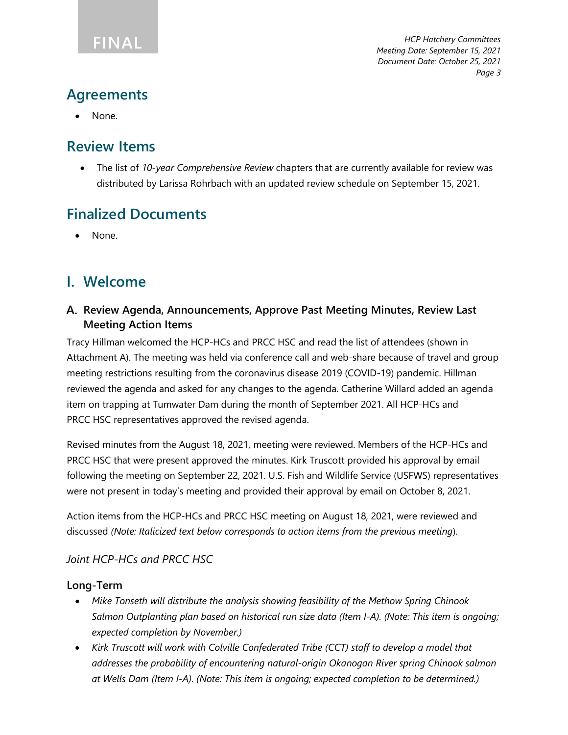## Agreements

- None.

## Review Items

- The list of *10-year Comprehensive Review* chapters that are currently available for review was distributed by Larissa Rohrbach with an updated review schedule on September 15, 2021.

## Finalized Documents

- None.

# I. Welcome

### A. Review Agenda, Announcements, Approve Past Meeting Minutes, Review Last Meeting Action Items

Tracy Hillman welcomed the HCP-HCs and PRCC HSC and read the list of attendees (shown in Attachment A). The meeting was held via conference call and web-share because of travel and group meeting restrictions resulting from the coronavirus disease 2019 (COVID-19) pandemic. Hillman reviewed the agenda and asked for any changes to the agenda. Catherine Willard added an agenda item on trapping at Tumwater Dam during the month of September 2021. All HCP-HCs and PRCC HSC representatives approved the revised agenda.

Revised minutes from the August 18, 2021, meeting were reviewed. Members of the HCP-HCs and PRCC HSC that were present approved the minutes. Kirk Truscott provided his approval by email following the meeting on September 22, 2021. U.S. Fish and Wildlife Service (USFWS) representatives were not present in today's meeting and provided their approval by email on October 8, 2021.

Action items from the HCP-HCs and PRCC HSC meeting on August 18, 2021, were reviewed and discussed *(Note: Italicized text below corresponds to action items from the previous meeting*).

*Joint HCP-HCs and PRCC HSC*

**Long-Term**

- *Mike Tonseth will distribute the analysis showing feasibility of the Methow Spring Chinook Salmon Outplanting plan based on historical run size data (Item I-A). (Note: This item is ongoing; expected completion by November.)*
- *Kirk Truscott will work with Colville Confederated Tribe (CCT) staff to develop a model that addresses the probability of encountering natural-origin Okanogan River spring Chinook salmon at Wells Dam (Item I-A). (Note: This item is ongoing; expected completion to be determined.)*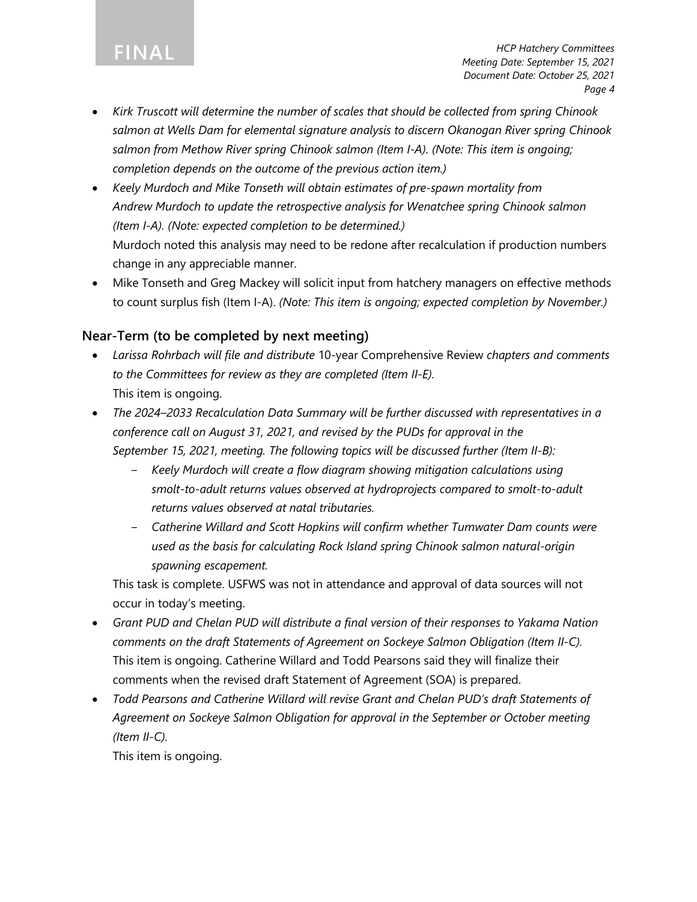- *Kirk Truscott will determine the number of scales that should be collected from spring Chinook salmon at Wells Dam for elemental signature analysis to discern Okanogan River spring Chinook salmon from Methow River spring Chinook salmon (Item I-A). (Note: This item is ongoing; completion depends on the outcome of the previous action item.)*
- *Keely Murdoch and Mike Tonseth will obtain estimates of pre-spawn mortality from Andrew Murdoch to update the retrospective analysis for Wenatchee spring Chinook salmon (Item I-A). (Note: expected completion to be determined.)*
  Murdoch noted this analysis may need to be redone after recalculation if production numbers change in any appreciable manner.
- Mike Tonseth and Greg Mackey will solicit input from hatchery managers on effective methods to count surplus fish (Item I-A). *(Note: This item is ongoing; expected completion by November.)*

## Near-Term (to be completed by next meeting)

- *Larissa Rohrbach will file and distribute* 10-year Comprehensive Review *chapters and comments to the Committees for review as they are completed (Item II-E).*
  This item is ongoing.
- *The 2024–2033 Recalculation Data Summary will be further discussed with representatives in a conference call on August 31, 2021, and revised by the PUDs for approval in the September 15, 2021, meeting. The following topics will be discussed further (Item II-B):*
  - *Keely Murdoch will create a flow diagram showing mitigation calculations using smolt-to-adult returns values observed at hydroprojects compared to smolt-to-adult returns values observed at natal tributaries.*
  - *Catherine Willard and Scott Hopkins will confirm whether Tumwater Dam counts were used as the basis for calculating Rock Island spring Chinook salmon natural-origin spawning escapement.*

  This task is complete. USFWS was not in attendance and approval of data sources will not occur in today's meeting.
- *Grant PUD and Chelan PUD will distribute a final version of their responses to Yakama Nation comments on the draft Statements of Agreement on Sockeye Salmon Obligation (Item II-C).*
  This item is ongoing. Catherine Willard and Todd Pearsons said they will finalize their comments when the revised draft Statement of Agreement (SOA) is prepared.
- *Todd Pearsons and Catherine Willard will revise Grant and Chelan PUD's draft Statements of Agreement on Sockeye Salmon Obligation for approval in the September or October meeting (Item II-C).*
  This item is ongoing.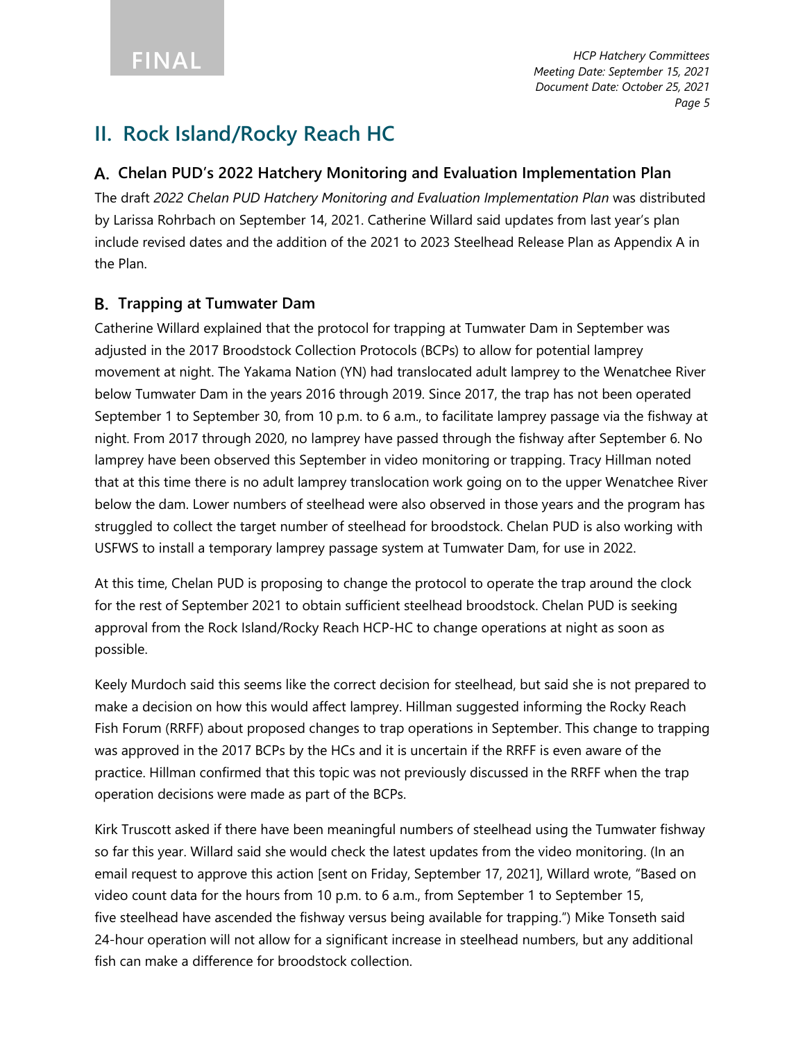## II. Rock Island/Rocky Reach HC

### A. Chelan PUD's 2022 Hatchery Monitoring and Evaluation Implementation Plan

The draft *2022 Chelan PUD Hatchery Monitoring and Evaluation Implementation Plan* was distributed by Larissa Rohrbach on September 14, 2021. Catherine Willard said updates from last year's plan include revised dates and the addition of the 2021 to 2023 Steelhead Release Plan as Appendix A in the Plan.

### B. Trapping at Tumwater Dam

Catherine Willard explained that the protocol for trapping at Tumwater Dam in September was adjusted in the 2017 Broodstock Collection Protocols (BCPs) to allow for potential lamprey movement at night. The Yakama Nation (YN) had translocated adult lamprey to the Wenatchee River below Tumwater Dam in the years 2016 through 2019. Since 2017, the trap has not been operated September 1 to September 30, from 10 p.m. to 6 a.m., to facilitate lamprey passage via the fishway at night. From 2017 through 2020, no lamprey have passed through the fishway after September 6. No lamprey have been observed this September in video monitoring or trapping. Tracy Hillman noted that at this time there is no adult lamprey translocation work going on to the upper Wenatchee River below the dam. Lower numbers of steelhead were also observed in those years and the program has struggled to collect the target number of steelhead for broodstock. Chelan PUD is also working with USFWS to install a temporary lamprey passage system at Tumwater Dam, for use in 2022.

At this time, Chelan PUD is proposing to change the protocol to operate the trap around the clock for the rest of September 2021 to obtain sufficient steelhead broodstock. Chelan PUD is seeking approval from the Rock Island/Rocky Reach HCP-HC to change operations at night as soon as possible.

Keely Murdoch said this seems like the correct decision for steelhead, but said she is not prepared to make a decision on how this would affect lamprey. Hillman suggested informing the Rocky Reach Fish Forum (RRFF) about proposed changes to trap operations in September. This change to trapping was approved in the 2017 BCPs by the HCs and it is uncertain if the RRFF is even aware of the practice. Hillman confirmed that this topic was not previously discussed in the RRFF when the trap operation decisions were made as part of the BCPs.

Kirk Truscott asked if there have been meaningful numbers of steelhead using the Tumwater fishway so far this year. Willard said she would check the latest updates from the video monitoring. (In an email request to approve this action [sent on Friday, September 17, 2021], Willard wrote, "Based on video count data for the hours from 10 p.m. to 6 a.m., from September 1 to September 15, five steelhead have ascended the fishway versus being available for trapping.") Mike Tonseth said 24-hour operation will not allow for a significant increase in steelhead numbers, but any additional fish can make a difference for broodstock collection.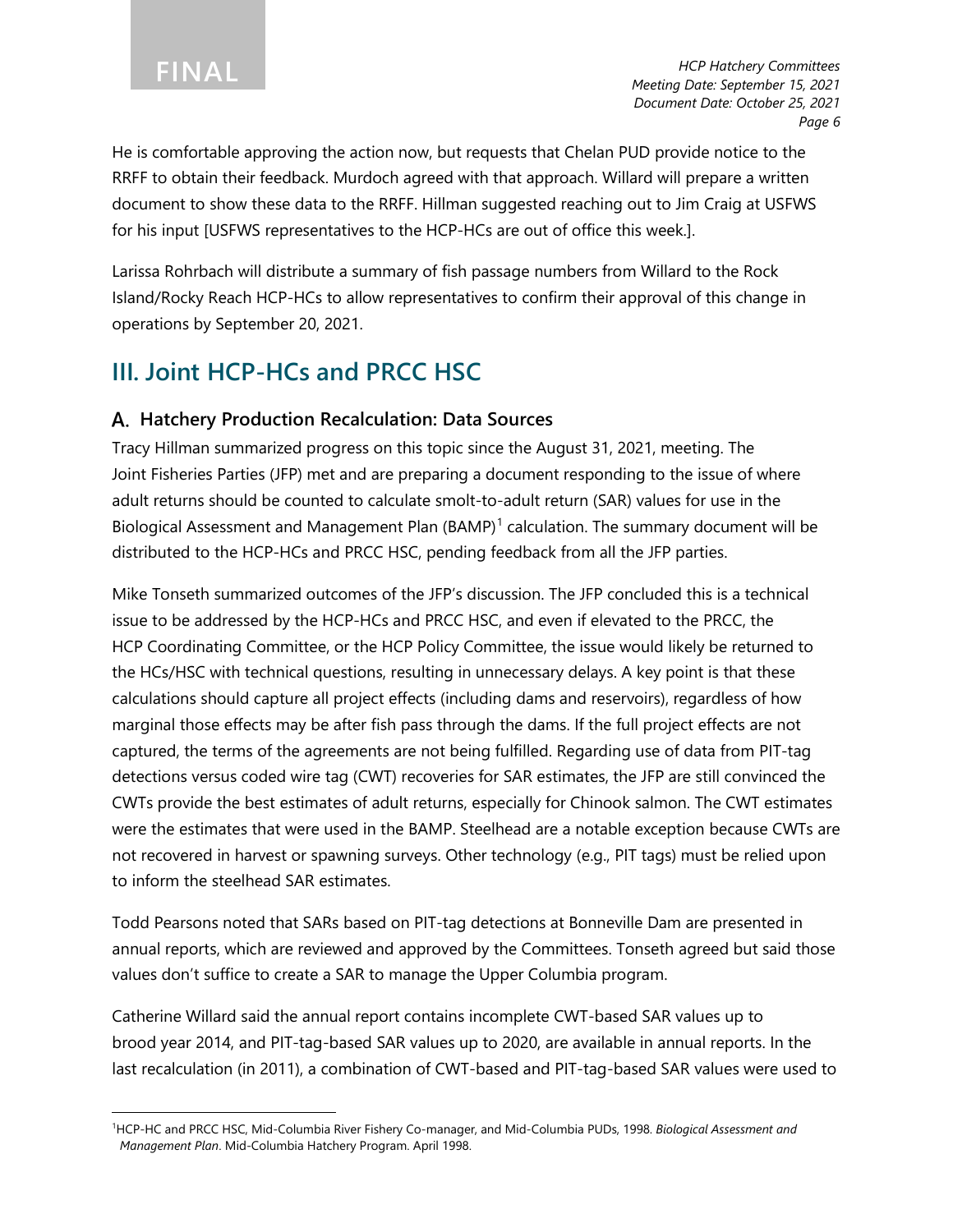He is comfortable approving the action now, but requests that Chelan PUD provide notice to the RRFF to obtain their feedback. Murdoch agreed with that approach. Willard will prepare a written document to show these data to the RRFF. Hillman suggested reaching out to Jim Craig at USFWS for his input [USFWS representatives to the HCP-HCs are out of office this week.].

Larissa Rohrbach will distribute a summary of fish passage numbers from Willard to the Rock Island/Rocky Reach HCP-HCs to allow representatives to confirm their approval of this change in operations by September 20, 2021.

# III. Joint HCP-HCs and PRCC HSC

## A. Hatchery Production Recalculation: Data Sources

Tracy Hillman summarized progress on this topic since the August 31, 2021, meeting. The Joint Fisheries Parties (JFP) met and are preparing a document responding to the issue of where adult returns should be counted to calculate smolt-to-adult return (SAR) values for use in the Biological Assessment and Management Plan (BAMP)[1] calculation. The summary document will be distributed to the HCP-HCs and PRCC HSC, pending feedback from all the JFP parties.

Mike Tonseth summarized outcomes of the JFP's discussion. The JFP concluded this is a technical issue to be addressed by the HCP-HCs and PRCC HSC, and even if elevated to the PRCC, the HCP Coordinating Committee, or the HCP Policy Committee, the issue would likely be returned to the HCs/HSC with technical questions, resulting in unnecessary delays. A key point is that these calculations should capture all project effects (including dams and reservoirs), regardless of how marginal those effects may be after fish pass through the dams. If the full project effects are not captured, the terms of the agreements are not being fulfilled. Regarding use of data from PIT-tag detections versus coded wire tag (CWT) recoveries for SAR estimates, the JFP are still convinced the CWTs provide the best estimates of adult returns, especially for Chinook salmon. The CWT estimates were the estimates that were used in the BAMP. Steelhead are a notable exception because CWTs are not recovered in harvest or spawning surveys. Other technology (e.g., PIT tags) must be relied upon to inform the steelhead SAR estimates.

Todd Pearsons noted that SARs based on PIT-tag detections at Bonneville Dam are presented in annual reports, which are reviewed and approved by the Committees. Tonseth agreed but said those values don't suffice to create a SAR to manage the Upper Columbia program.

Catherine Willard said the annual report contains incomplete CWT-based SAR values up to brood year 2014, and PIT-tag-based SAR values up to 2020, are available in annual reports. In the last recalculation (in 2011), a combination of CWT-based and PIT-tag-based SAR values were used to

[1] HCP-HC and PRCC HSC, Mid-Columbia River Fishery Co-manager, and Mid-Columbia PUDs, 1998. *Biological Assessment and Management Plan*. Mid-Columbia Hatchery Program. April 1998.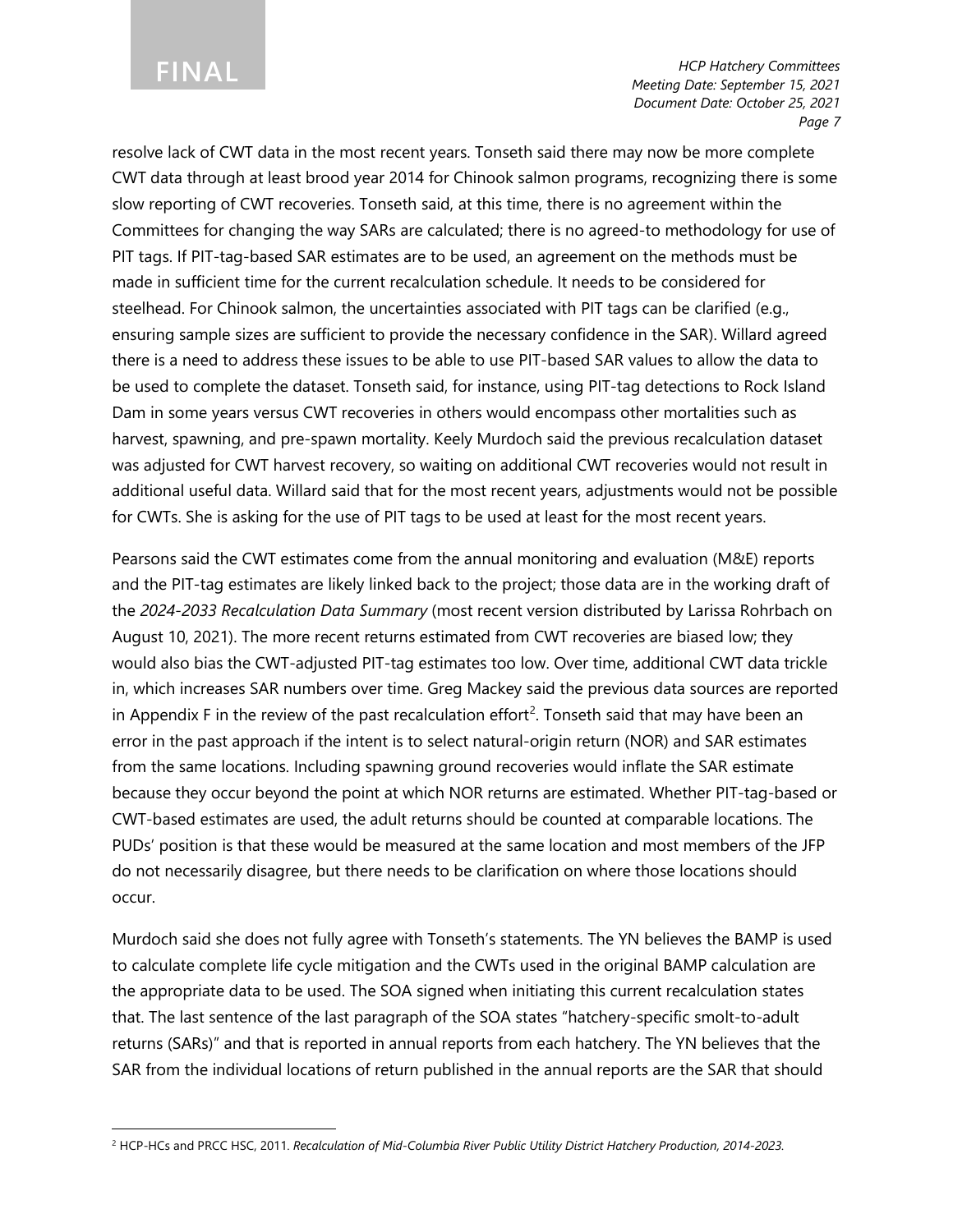resolve lack of CWT data in the most recent years. Tonseth said there may now be more complete CWT data through at least brood year 2014 for Chinook salmon programs, recognizing there is some slow reporting of CWT recoveries. Tonseth said, at this time, there is no agreement within the Committees for changing the way SARs are calculated; there is no agreed-to methodology for use of PIT tags. If PIT-tag-based SAR estimates are to be used, an agreement on the methods must be made in sufficient time for the current recalculation schedule. It needs to be considered for steelhead. For Chinook salmon, the uncertainties associated with PIT tags can be clarified (e.g., ensuring sample sizes are sufficient to provide the necessary confidence in the SAR). Willard agreed there is a need to address these issues to be able to use PIT-based SAR values to allow the data to be used to complete the dataset. Tonseth said, for instance, using PIT-tag detections to Rock Island Dam in some years versus CWT recoveries in others would encompass other mortalities such as harvest, spawning, and pre-spawn mortality. Keely Murdoch said the previous recalculation dataset was adjusted for CWT harvest recovery, so waiting on additional CWT recoveries would not result in additional useful data. Willard said that for the most recent years, adjustments would not be possible for CWTs. She is asking for the use of PIT tags to be used at least for the most recent years.

Pearsons said the CWT estimates come from the annual monitoring and evaluation (M&E) reports and the PIT-tag estimates are likely linked back to the project; those data are in the working draft of the *2024-2033 Recalculation Data Summary* (most recent version distributed by Larissa Rohrbach on August 10, 2021). The more recent returns estimated from CWT recoveries are biased low; they would also bias the CWT-adjusted PIT-tag estimates too low. Over time, additional CWT data trickle in, which increases SAR numbers over time. Greg Mackey said the previous data sources are reported in Appendix F in the review of the past recalculation effort[2]. Tonseth said that may have been an error in the past approach if the intent is to select natural-origin return (NOR) and SAR estimates from the same locations. Including spawning ground recoveries would inflate the SAR estimate because they occur beyond the point at which NOR returns are estimated. Whether PIT-tag-based or CWT-based estimates are used, the adult returns should be counted at comparable locations. The PUDs' position is that these would be measured at the same location and most members of the JFP do not necessarily disagree, but there needs to be clarification on where those locations should occur.

Murdoch said she does not fully agree with Tonseth's statements. The YN believes the BAMP is used to calculate complete life cycle mitigation and the CWTs used in the original BAMP calculation are the appropriate data to be used. The SOA signed when initiating this current recalculation states that. The last sentence of the last paragraph of the SOA states "hatchery-specific smolt-to-adult returns (SARs)" and that is reported in annual reports from each hatchery. The YN believes that the SAR from the individual locations of return published in the annual reports are the SAR that should

---

[2] HCP-HCs and PRCC HSC, 2011. *Recalculation of Mid-Columbia River Public Utility District Hatchery Production, 2014-2023.*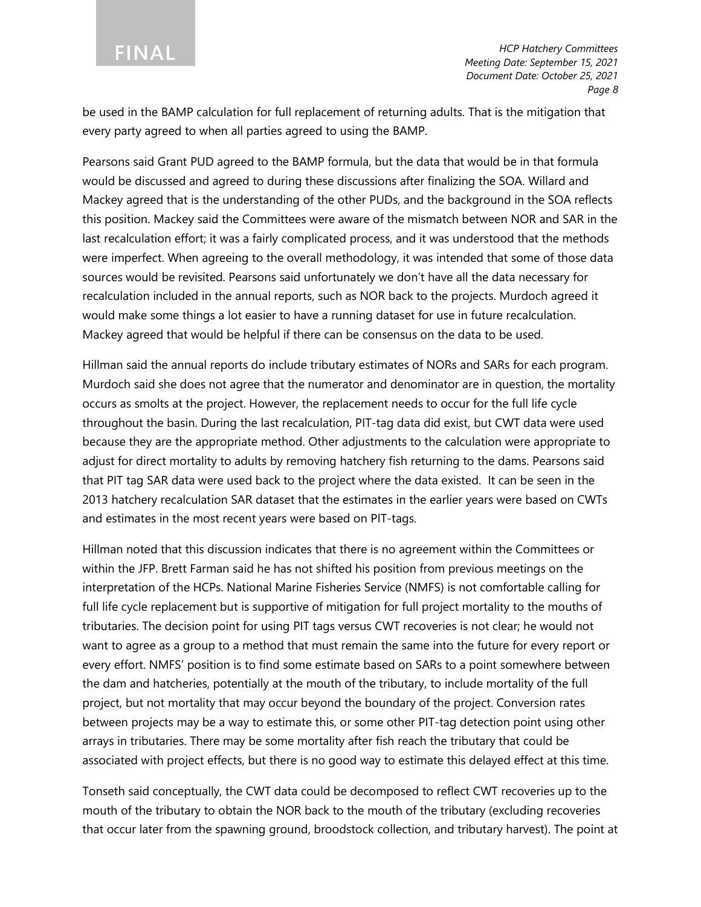be used in the BAMP calculation for full replacement of returning adults. That is the mitigation that every party agreed to when all parties agreed to using the BAMP.

Pearsons said Grant PUD agreed to the BAMP formula, but the data that would be in that formula would be discussed and agreed to during these discussions after finalizing the SOA. Willard and Mackey agreed that is the understanding of the other PUDs, and the background in the SOA reflects this position. Mackey said the Committees were aware of the mismatch between NOR and SAR in the last recalculation effort; it was a fairly complicated process, and it was understood that the methods were imperfect. When agreeing to the overall methodology, it was intended that some of those data sources would be revisited. Pearsons said unfortunately we don't have all the data necessary for recalculation included in the annual reports, such as NOR back to the projects. Murdoch agreed it would make some things a lot easier to have a running dataset for use in future recalculation. Mackey agreed that would be helpful if there can be consensus on the data to be used.

Hillman said the annual reports do include tributary estimates of NORs and SARs for each program. Murdoch said she does not agree that the numerator and denominator are in question, the mortality occurs as smolts at the project. However, the replacement needs to occur for the full life cycle throughout the basin. During the last recalculation, PIT-tag data did exist, but CWT data were used because they are the appropriate method. Other adjustments to the calculation were appropriate to adjust for direct mortality to adults by removing hatchery fish returning to the dams. Pearsons said that PIT tag SAR data were used back to the project where the data existed. It can be seen in the 2013 hatchery recalculation SAR dataset that the estimates in the earlier years were based on CWTs and estimates in the most recent years were based on PIT-tags.

Hillman noted that this discussion indicates that there is no agreement within the Committees or within the JFP. Brett Farman said he has not shifted his position from previous meetings on the interpretation of the HCPs. National Marine Fisheries Service (NMFS) is not comfortable calling for full life cycle replacement but is supportive of mitigation for full project mortality to the mouths of tributaries. The decision point for using PIT tags versus CWT recoveries is not clear; he would not want to agree as a group to a method that must remain the same into the future for every report or every effort. NMFS' position is to find some estimate based on SARs to a point somewhere between the dam and hatcheries, potentially at the mouth of the tributary, to include mortality of the full project, but not mortality that may occur beyond the boundary of the project. Conversion rates between projects may be a way to estimate this, or some other PIT-tag detection point using other arrays in tributaries. There may be some mortality after fish reach the tributary that could be associated with project effects, but there is no good way to estimate this delayed effect at this time.

Tonseth said conceptually, the CWT data could be decomposed to reflect CWT recoveries up to the mouth of the tributary to obtain the NOR back to the mouth of the tributary (excluding recoveries that occur later from the spawning ground, broodstock collection, and tributary harvest). The point at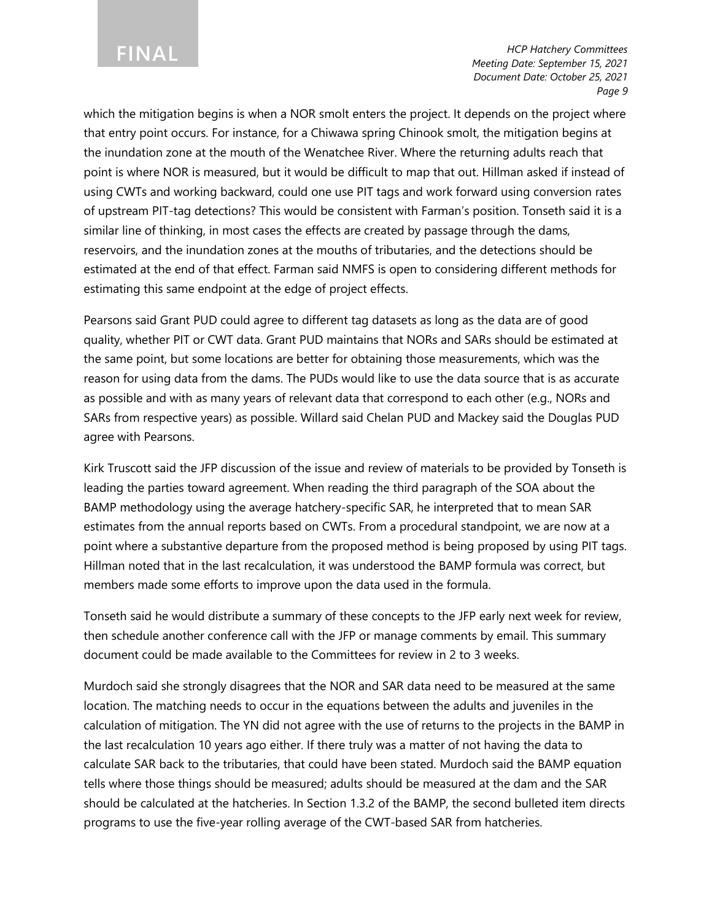which the mitigation begins is when a NOR smolt enters the project. It depends on the project where that entry point occurs. For instance, for a Chiwawa spring Chinook smolt, the mitigation begins at the inundation zone at the mouth of the Wenatchee River. Where the returning adults reach that point is where NOR is measured, but it would be difficult to map that out. Hillman asked if instead of using CWTs and working backward, could one use PIT tags and work forward using conversion rates of upstream PIT-tag detections? This would be consistent with Farman's position. Tonseth said it is a similar line of thinking, in most cases the effects are created by passage through the dams, reservoirs, and the inundation zones at the mouths of tributaries, and the detections should be estimated at the end of that effect. Farman said NMFS is open to considering different methods for estimating this same endpoint at the edge of project effects.

Pearsons said Grant PUD could agree to different tag datasets as long as the data are of good quality, whether PIT or CWT data. Grant PUD maintains that NORs and SARs should be estimated at the same point, but some locations are better for obtaining those measurements, which was the reason for using data from the dams. The PUDs would like to use the data source that is as accurate as possible and with as many years of relevant data that correspond to each other (e.g., NORs and SARs from respective years) as possible. Willard said Chelan PUD and Mackey said the Douglas PUD agree with Pearsons.

Kirk Truscott said the JFP discussion of the issue and review of materials to be provided by Tonseth is leading the parties toward agreement. When reading the third paragraph of the SOA about the BAMP methodology using the average hatchery-specific SAR, he interpreted that to mean SAR estimates from the annual reports based on CWTs. From a procedural standpoint, we are now at a point where a substantive departure from the proposed method is being proposed by using PIT tags. Hillman noted that in the last recalculation, it was understood the BAMP formula was correct, but members made some efforts to improve upon the data used in the formula.

Tonseth said he would distribute a summary of these concepts to the JFP early next week for review, then schedule another conference call with the JFP or manage comments by email. This summary document could be made available to the Committees for review in 2 to 3 weeks.

Murdoch said she strongly disagrees that the NOR and SAR data need to be measured at the same location. The matching needs to occur in the equations between the adults and juveniles in the calculation of mitigation. The YN did not agree with the use of returns to the projects in the BAMP in the last recalculation 10 years ago either. If there truly was a matter of not having the data to calculate SAR back to the tributaries, that could have been stated. Murdoch said the BAMP equation tells where those things should be measured; adults should be measured at the dam and the SAR should be calculated at the hatcheries. In Section 1.3.2 of the BAMP, the second bulleted item directs programs to use the five-year rolling average of the CWT-based SAR from hatcheries.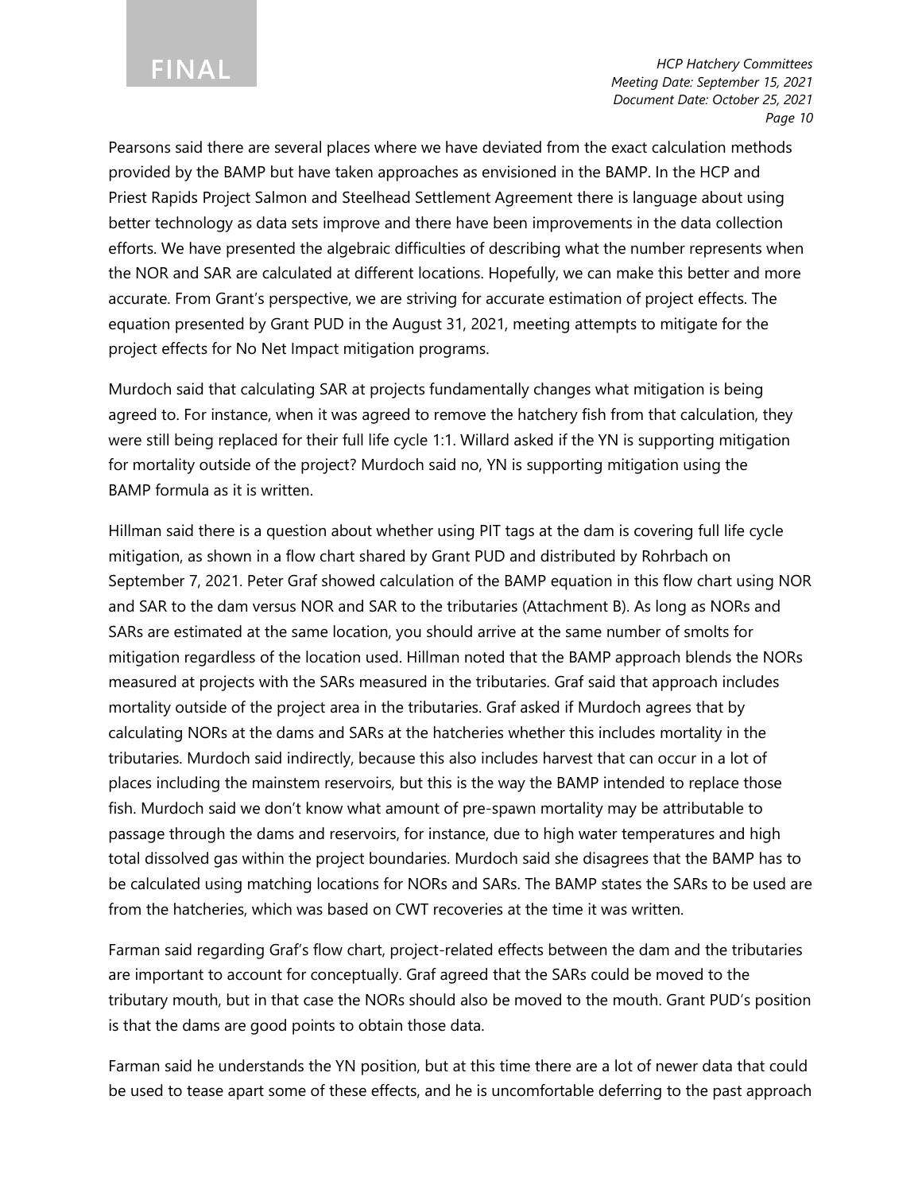Pearsons said there are several places where we have deviated from the exact calculation methods provided by the BAMP but have taken approaches as envisioned in the BAMP. In the HCP and Priest Rapids Project Salmon and Steelhead Settlement Agreement there is language about using better technology as data sets improve and there have been improvements in the data collection efforts. We have presented the algebraic difficulties of describing what the number represents when the NOR and SAR are calculated at different locations. Hopefully, we can make this better and more accurate. From Grant's perspective, we are striving for accurate estimation of project effects. The equation presented by Grant PUD in the August 31, 2021, meeting attempts to mitigate for the project effects for No Net Impact mitigation programs.

Murdoch said that calculating SAR at projects fundamentally changes what mitigation is being agreed to. For instance, when it was agreed to remove the hatchery fish from that calculation, they were still being replaced for their full life cycle 1:1. Willard asked if the YN is supporting mitigation for mortality outside of the project? Murdoch said no, YN is supporting mitigation using the BAMP formula as it is written.

Hillman said there is a question about whether using PIT tags at the dam is covering full life cycle mitigation, as shown in a flow chart shared by Grant PUD and distributed by Rohrbach on September 7, 2021. Peter Graf showed calculation of the BAMP equation in this flow chart using NOR and SAR to the dam versus NOR and SAR to the tributaries (Attachment B). As long as NORs and SARs are estimated at the same location, you should arrive at the same number of smolts for mitigation regardless of the location used. Hillman noted that the BAMP approach blends the NORs measured at projects with the SARs measured in the tributaries. Graf said that approach includes mortality outside of the project area in the tributaries. Graf asked if Murdoch agrees that by calculating NORs at the dams and SARs at the hatcheries whether this includes mortality in the tributaries. Murdoch said indirectly, because this also includes harvest that can occur in a lot of places including the mainstem reservoirs, but this is the way the BAMP intended to replace those fish. Murdoch said we don't know what amount of pre-spawn mortality may be attributable to passage through the dams and reservoirs, for instance, due to high water temperatures and high total dissolved gas within the project boundaries. Murdoch said she disagrees that the BAMP has to be calculated using matching locations for NORs and SARs. The BAMP states the SARs to be used are from the hatcheries, which was based on CWT recoveries at the time it was written.

Farman said regarding Graf's flow chart, project-related effects between the dam and the tributaries are important to account for conceptually. Graf agreed that the SARs could be moved to the tributary mouth, but in that case the NORs should also be moved to the mouth. Grant PUD's position is that the dams are good points to obtain those data.

Farman said he understands the YN position, but at this time there are a lot of newer data that could be used to tease apart some of these effects, and he is uncomfortable deferring to the past approach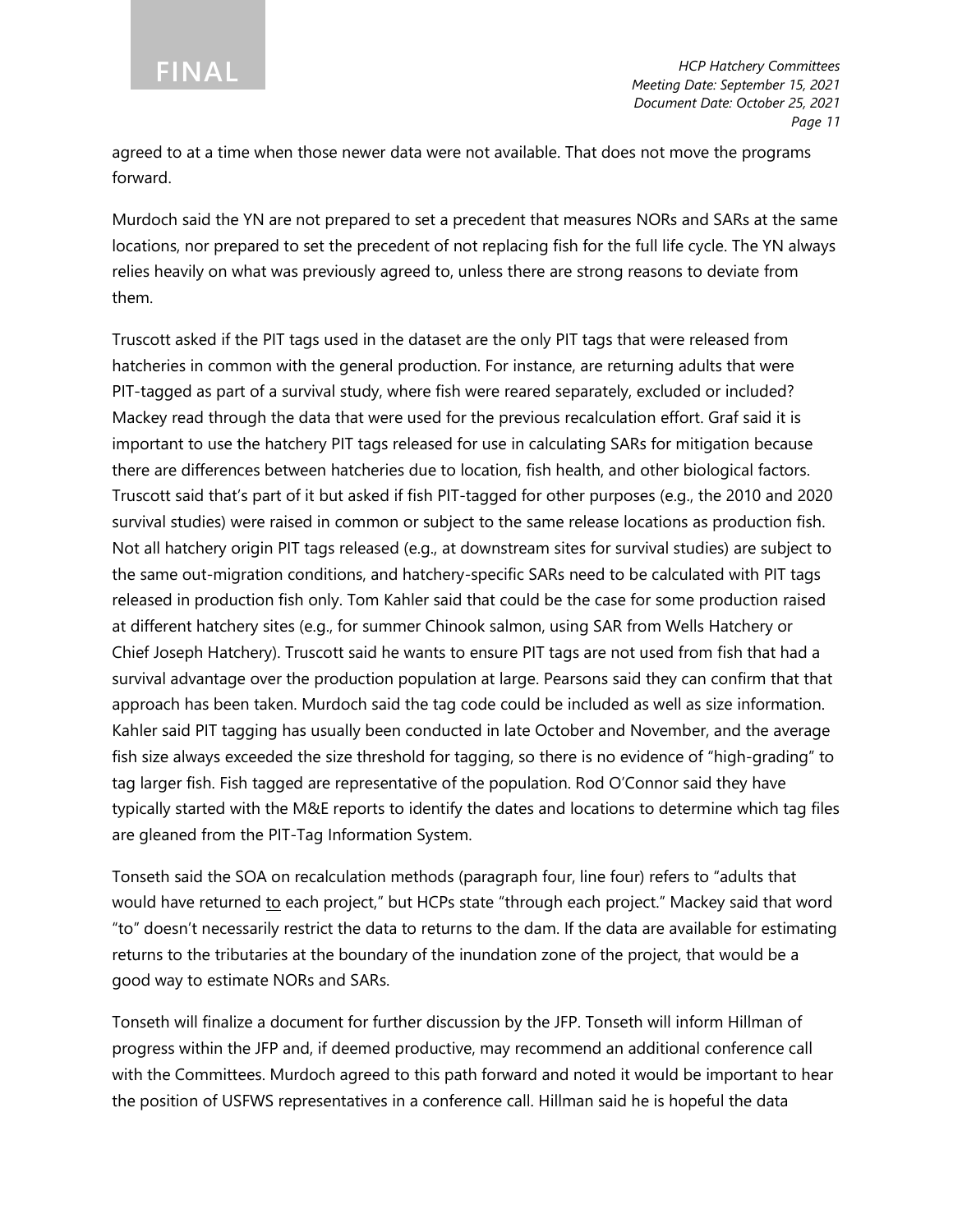agreed to at a time when those newer data were not available. That does not move the programs forward.

Murdoch said the YN are not prepared to set a precedent that measures NORs and SARs at the same locations, nor prepared to set the precedent of not replacing fish for the full life cycle. The YN always relies heavily on what was previously agreed to, unless there are strong reasons to deviate from them.

Truscott asked if the PIT tags used in the dataset are the only PIT tags that were released from hatcheries in common with the general production. For instance, are returning adults that were PIT-tagged as part of a survival study, where fish were reared separately, excluded or included? Mackey read through the data that were used for the previous recalculation effort. Graf said it is important to use the hatchery PIT tags released for use in calculating SARs for mitigation because there are differences between hatcheries due to location, fish health, and other biological factors. Truscott said that's part of it but asked if fish PIT-tagged for other purposes (e.g., the 2010 and 2020 survival studies) were raised in common or subject to the same release locations as production fish. Not all hatchery origin PIT tags released (e.g., at downstream sites for survival studies) are subject to the same out-migration conditions, and hatchery-specific SARs need to be calculated with PIT tags released in production fish only. Tom Kahler said that could be the case for some production raised at different hatchery sites (e.g., for summer Chinook salmon, using SAR from Wells Hatchery or Chief Joseph Hatchery). Truscott said he wants to ensure PIT tags are not used from fish that had a survival advantage over the production population at large. Pearsons said they can confirm that that approach has been taken. Murdoch said the tag code could be included as well as size information. Kahler said PIT tagging has usually been conducted in late October and November, and the average fish size always exceeded the size threshold for tagging, so there is no evidence of "high-grading" to tag larger fish. Fish tagged are representative of the population. Rod O'Connor said they have typically started with the M&E reports to identify the dates and locations to determine which tag files are gleaned from the PIT-Tag Information System.

Tonseth said the SOA on recalculation methods (paragraph four, line four) refers to "adults that would have returned <u>to</u> each project," but HCPs state "through each project." Mackey said that word "to" doesn't necessarily restrict the data to returns to the dam. If the data are available for estimating returns to the tributaries at the boundary of the inundation zone of the project, that would be a good way to estimate NORs and SARs.

Tonseth will finalize a document for further discussion by the JFP. Tonseth will inform Hillman of progress within the JFP and, if deemed productive, may recommend an additional conference call with the Committees. Murdoch agreed to this path forward and noted it would be important to hear the position of USFWS representatives in a conference call. Hillman said he is hopeful the data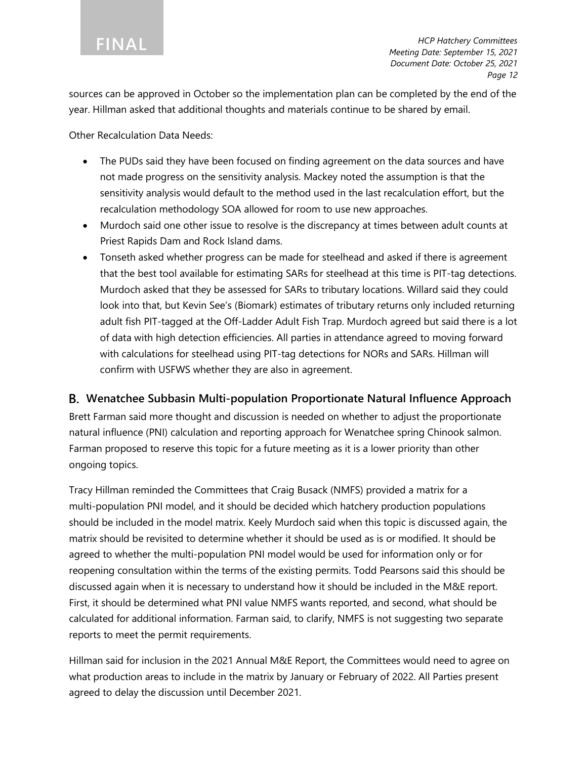sources can be approved in October so the implementation plan can be completed by the end of the year. Hillman asked that additional thoughts and materials continue to be shared by email.

Other Recalculation Data Needs:

- The PUDs said they have been focused on finding agreement on the data sources and have not made progress on the sensitivity analysis. Mackey noted the assumption is that the sensitivity analysis would default to the method used in the last recalculation effort, but the recalculation methodology SOA allowed for room to use new approaches.
- Murdoch said one other issue to resolve is the discrepancy at times between adult counts at Priest Rapids Dam and Rock Island dams.
- Tonseth asked whether progress can be made for steelhead and asked if there is agreement that the best tool available for estimating SARs for steelhead at this time is PIT-tag detections. Murdoch asked that they be assessed for SARs to tributary locations. Willard said they could look into that, but Kevin See's (Biomark) estimates of tributary returns only included returning adult fish PIT-tagged at the Off-Ladder Adult Fish Trap. Murdoch agreed but said there is a lot of data with high detection efficiencies. All parties in attendance agreed to moving forward with calculations for steelhead using PIT-tag detections for NORs and SARs. Hillman will confirm with USFWS whether they are also in agreement.

## B. Wenatchee Subbasin Multi-population Proportionate Natural Influence Approach

Brett Farman said more thought and discussion is needed on whether to adjust the proportionate natural influence (PNI) calculation and reporting approach for Wenatchee spring Chinook salmon. Farman proposed to reserve this topic for a future meeting as it is a lower priority than other ongoing topics.

Tracy Hillman reminded the Committees that Craig Busack (NMFS) provided a matrix for a multi-population PNI model, and it should be decided which hatchery production populations should be included in the model matrix. Keely Murdoch said when this topic is discussed again, the matrix should be revisited to determine whether it should be used as is or modified. It should be agreed to whether the multi-population PNI model would be used for information only or for reopening consultation within the terms of the existing permits. Todd Pearsons said this should be discussed again when it is necessary to understand how it should be included in the M&E report. First, it should be determined what PNI value NMFS wants reported, and second, what should be calculated for additional information. Farman said, to clarify, NMFS is not suggesting two separate reports to meet the permit requirements.

Hillman said for inclusion in the 2021 Annual M&E Report, the Committees would need to agree on what production areas to include in the matrix by January or February of 2022. All Parties present agreed to delay the discussion until December 2021.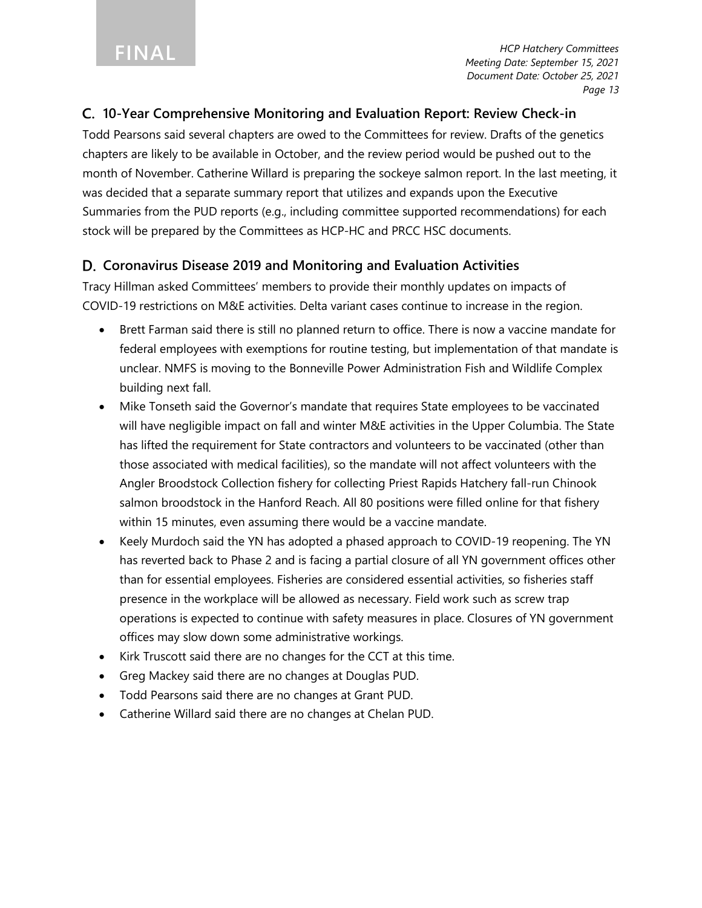## C. 10-Year Comprehensive Monitoring and Evaluation Report: Review Check-in

Todd Pearsons said several chapters are owed to the Committees for review. Drafts of the genetics chapters are likely to be available in October, and the review period would be pushed out to the month of November. Catherine Willard is preparing the sockeye salmon report. In the last meeting, it was decided that a separate summary report that utilizes and expands upon the Executive Summaries from the PUD reports (e.g., including committee supported recommendations) for each stock will be prepared by the Committees as HCP-HC and PRCC HSC documents.

## D. Coronavirus Disease 2019 and Monitoring and Evaluation Activities

Tracy Hillman asked Committees' members to provide their monthly updates on impacts of COVID-19 restrictions on M&E activities. Delta variant cases continue to increase in the region.

- Brett Farman said there is still no planned return to office. There is now a vaccine mandate for federal employees with exemptions for routine testing, but implementation of that mandate is unclear. NMFS is moving to the Bonneville Power Administration Fish and Wildlife Complex building next fall.
- Mike Tonseth said the Governor's mandate that requires State employees to be vaccinated will have negligible impact on fall and winter M&E activities in the Upper Columbia. The State has lifted the requirement for State contractors and volunteers to be vaccinated (other than those associated with medical facilities), so the mandate will not affect volunteers with the Angler Broodstock Collection fishery for collecting Priest Rapids Hatchery fall-run Chinook salmon broodstock in the Hanford Reach. All 80 positions were filled online for that fishery within 15 minutes, even assuming there would be a vaccine mandate.
- Keely Murdoch said the YN has adopted a phased approach to COVID-19 reopening. The YN has reverted back to Phase 2 and is facing a partial closure of all YN government offices other than for essential employees. Fisheries are considered essential activities, so fisheries staff presence in the workplace will be allowed as necessary. Field work such as screw trap operations is expected to continue with safety measures in place. Closures of YN government offices may slow down some administrative workings.
- Kirk Truscott said there are no changes for the CCT at this time.
- Greg Mackey said there are no changes at Douglas PUD.
- Todd Pearsons said there are no changes at Grant PUD.
- Catherine Willard said there are no changes at Chelan PUD.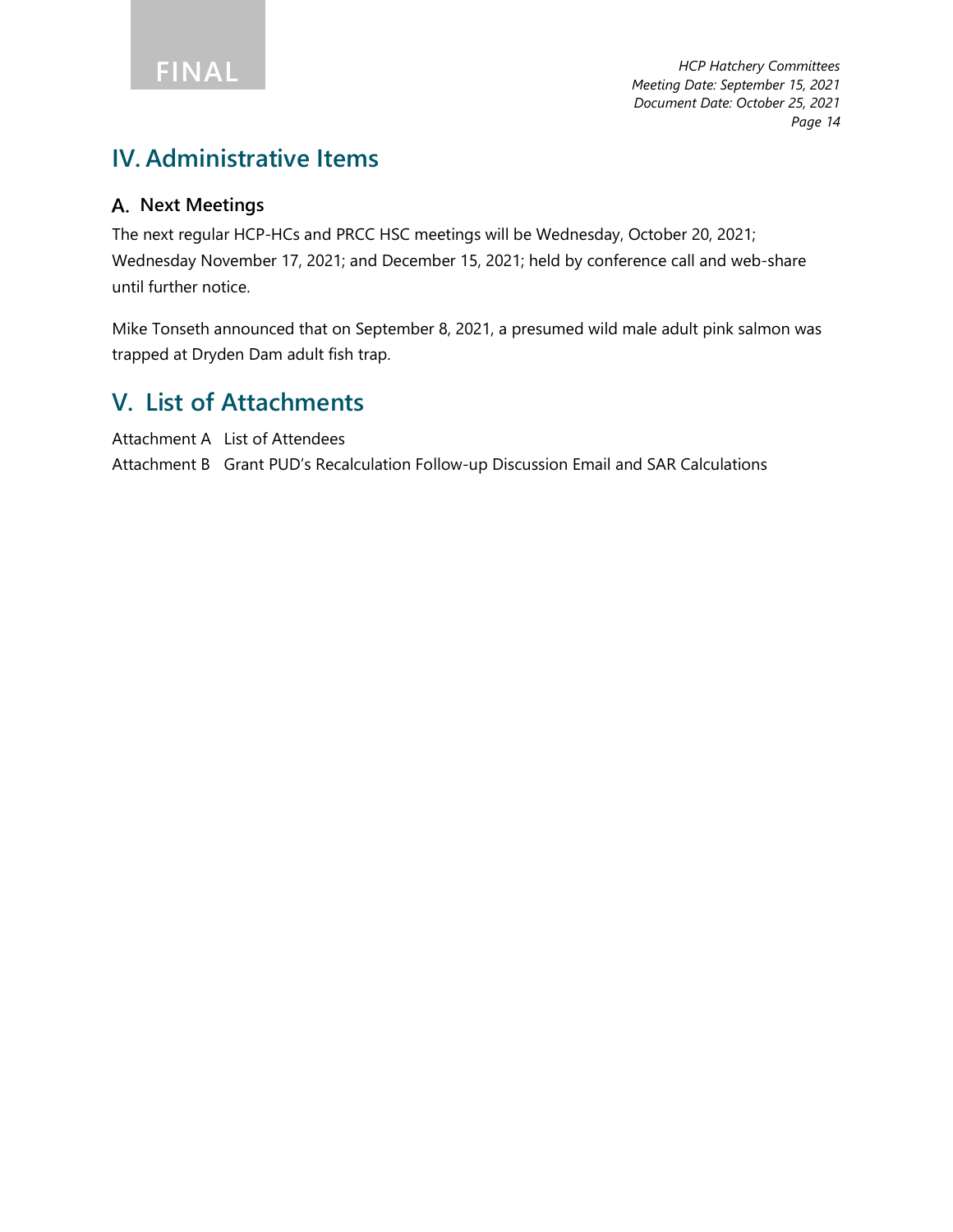# IV. Administrative Items

## A. Next Meetings

The next regular HCP-HCs and PRCC HSC meetings will be Wednesday, October 20, 2021; Wednesday November 17, 2021; and December 15, 2021; held by conference call and web-share until further notice.

Mike Tonseth announced that on September 8, 2021, a presumed wild male adult pink salmon was trapped at Dryden Dam adult fish trap.

# V. List of Attachments

Attachment A List of Attendees

Attachment B Grant PUD's Recalculation Follow-up Discussion Email and SAR Calculations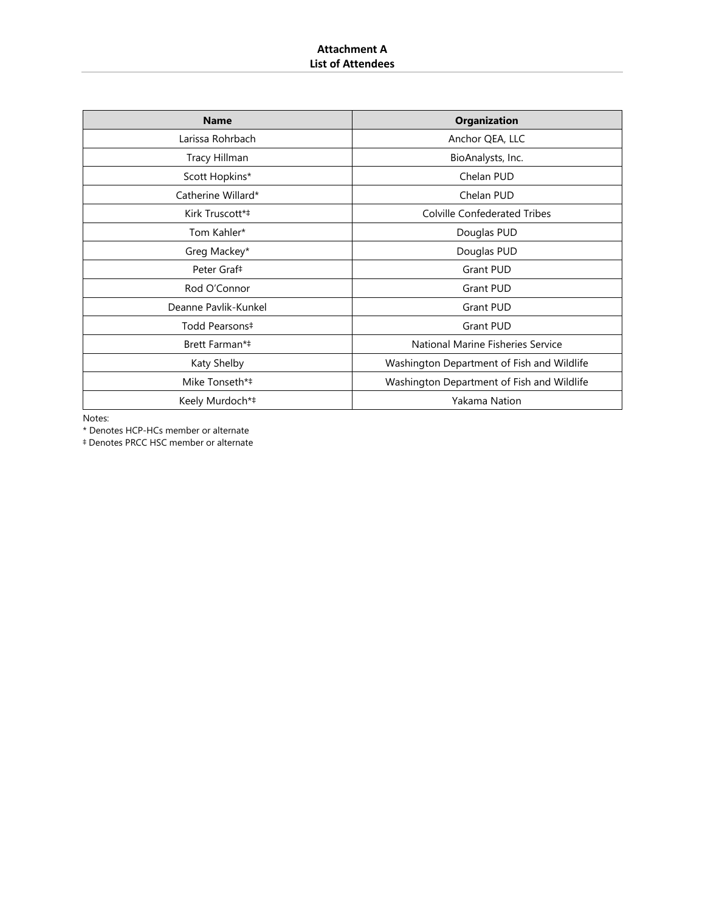**Attachment A**
**List of Attendees**

| Name | Organization |
|---|---|
| Larissa Rohrbach | Anchor QEA, LLC |
| Tracy Hillman | BioAnalysts, Inc. |
| Scott Hopkins* | Chelan PUD |
| Catherine Willard* | Chelan PUD |
| Kirk Truscott*‡ | Colville Confederated Tribes |
| Tom Kahler* | Douglas PUD |
| Greg Mackey* | Douglas PUD |
| Peter Graf‡ | Grant PUD |
| Rod O'Connor | Grant PUD |
| Deanne Pavlik-Kunkel | Grant PUD |
| Todd Pearsons‡ | Grant PUD |
| Brett Farman*‡ | National Marine Fisheries Service |
| Katy Shelby | Washington Department of Fish and Wildlife |
| Mike Tonseth*‡ | Washington Department of Fish and Wildlife |
| Keely Murdoch*‡ | Yakama Nation |

Notes:

* Denotes HCP-HCs member or alternate

‡ Denotes PRCC HSC member or alternate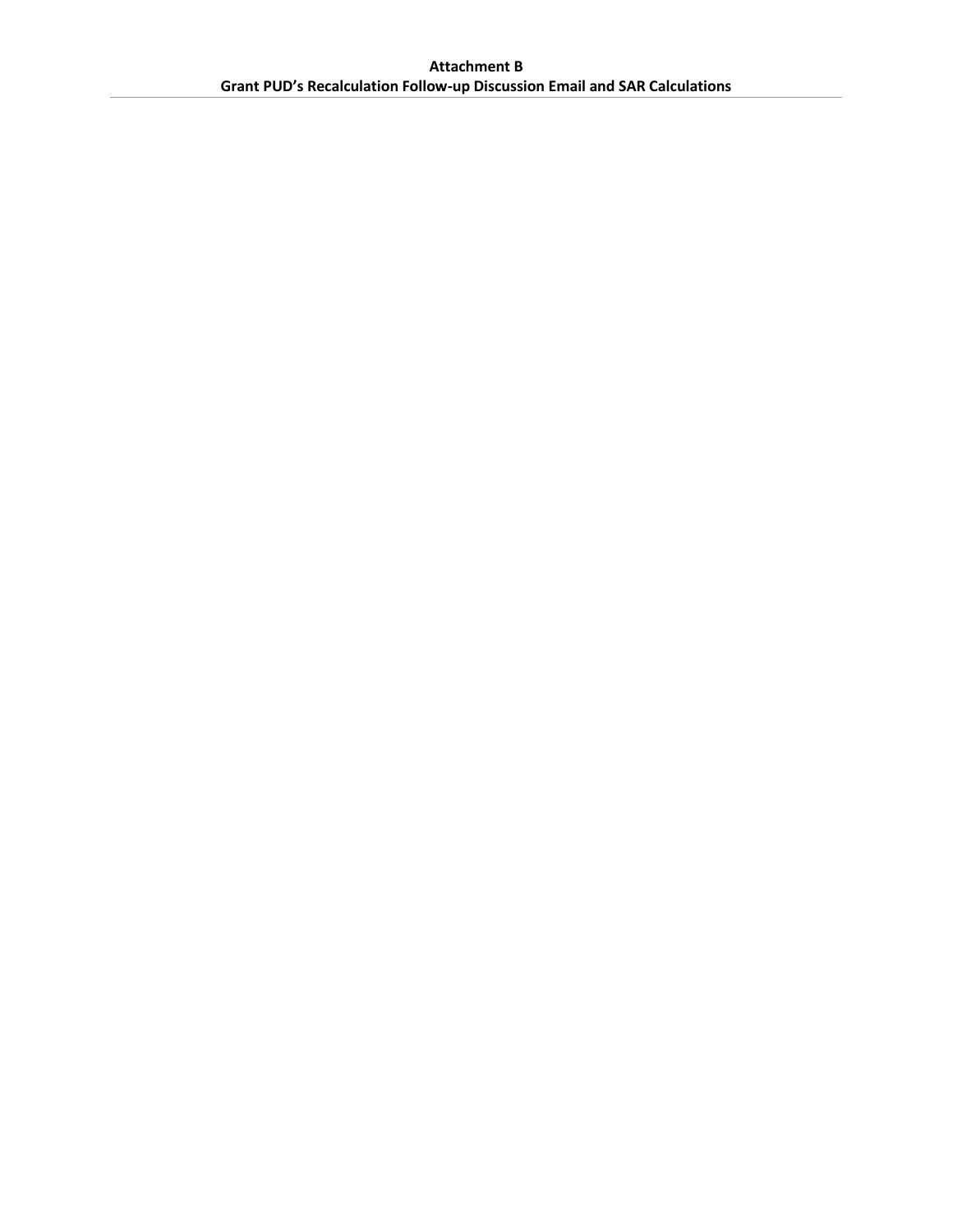**Attachment B**
**Grant PUD's Recalculation Follow-up Discussion Email and SAR Calculations**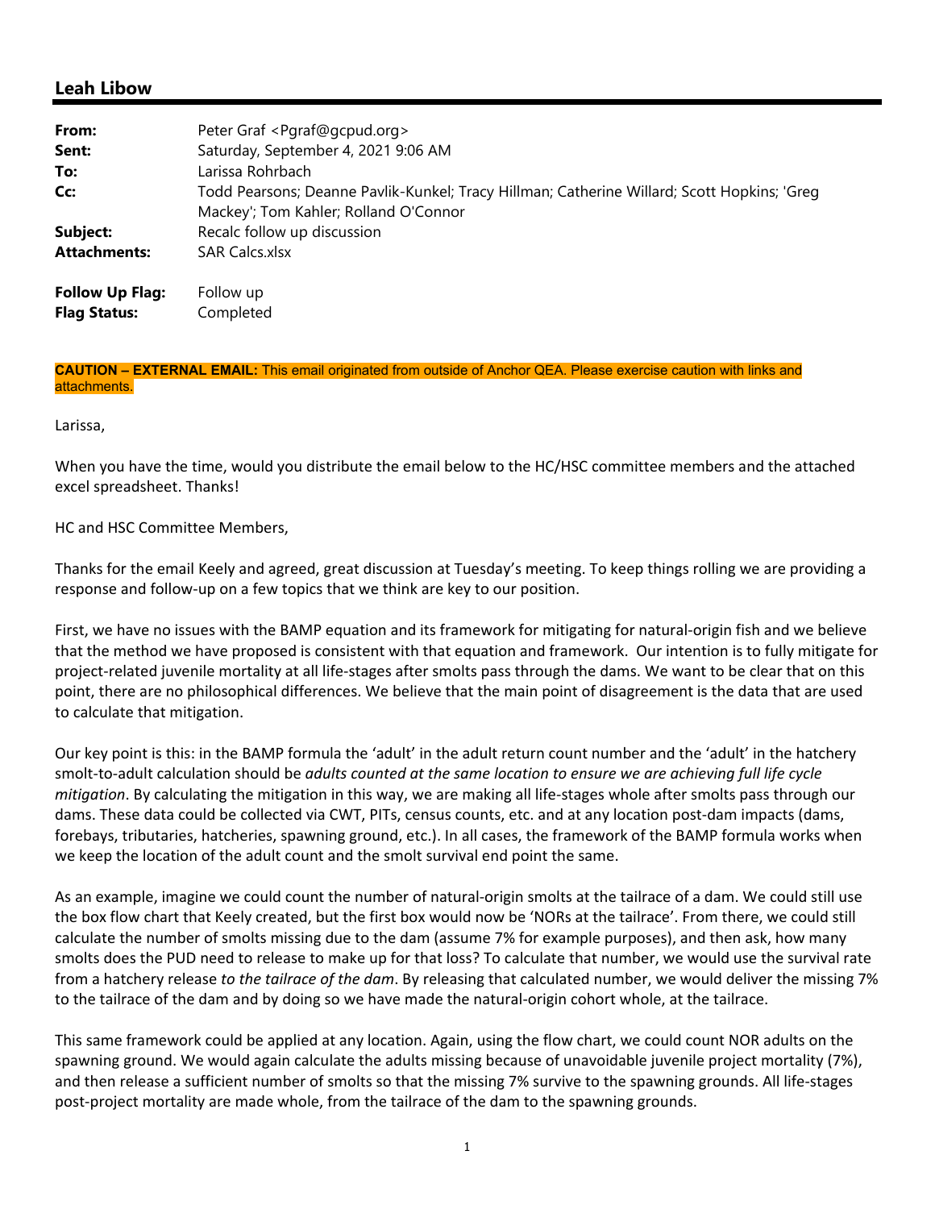## Leah Libow

| | |
|---|---|
| **From:** | Peter Graf <Pgraf@gcpud.org> |
| **Sent:** | Saturday, September 4, 2021 9:06 AM |
| **To:** | Larissa Rohrbach |
| **Cc:** | Todd Pearsons; Deanne Pavlik-Kunkel; Tracy Hillman; Catherine Willard; Scott Hopkins; 'Greg Mackey'; Tom Kahler; Rolland O'Connor |
| **Subject:** | Recalc follow up discussion |
| **Attachments:** | SAR Calcs.xlsx |

| | |
|---|---|
| **Follow Up Flag:** | Follow up |
| **Flag Status:** | Completed |

**CAUTION – EXTERNAL EMAIL:** This email originated from outside of Anchor QEA. Please exercise caution with links and attachments.

Larissa,

When you have the time, would you distribute the email below to the HC/HSC committee members and the attached excel spreadsheet. Thanks!

HC and HSC Committee Members,

Thanks for the email Keely and agreed, great discussion at Tuesday's meeting. To keep things rolling we are providing a response and follow-up on a few topics that we think are key to our position.

First, we have no issues with the BAMP equation and its framework for mitigating for natural-origin fish and we believe that the method we have proposed is consistent with that equation and framework. Our intention is to fully mitigate for project-related juvenile mortality at all life-stages after smolts pass through the dams. We want to be clear that on this point, there are no philosophical differences. We believe that the main point of disagreement is the data that are used to calculate that mitigation.

Our key point is this: in the BAMP formula the 'adult' in the adult return count number and the 'adult' in the hatchery smolt-to-adult calculation should be *adults counted at the same location to ensure we are achieving full life cycle mitigation*. By calculating the mitigation in this way, we are making all life-stages whole after smolts pass through our dams. These data could be collected via CWT, PITs, census counts, etc. and at any location post-dam impacts (dams, forebays, tributaries, hatcheries, spawning ground, etc.). In all cases, the framework of the BAMP formula works when we keep the location of the adult count and the smolt survival end point the same.

As an example, imagine we could count the number of natural-origin smolts at the tailrace of a dam. We could still use the box flow chart that Keely created, but the first box would now be 'NORs at the tailrace'. From there, we could still calculate the number of smolts missing due to the dam (assume 7% for example purposes), and then ask, how many smolts does the PUD need to release to make up for that loss? To calculate that number, we would use the survival rate from a hatchery release *to the tailrace of the dam*. By releasing that calculated number, we would deliver the missing 7% to the tailrace of the dam and by doing so we have made the natural-origin cohort whole, at the tailrace.

This same framework could be applied at any location. Again, using the flow chart, we could count NOR adults on the spawning ground. We would again calculate the adults missing because of unavoidable juvenile project mortality (7%), and then release a sufficient number of smolts so that the missing 7% survive to the spawning grounds. All life-stages post-project mortality are made whole, from the tailrace of the dam to the spawning grounds.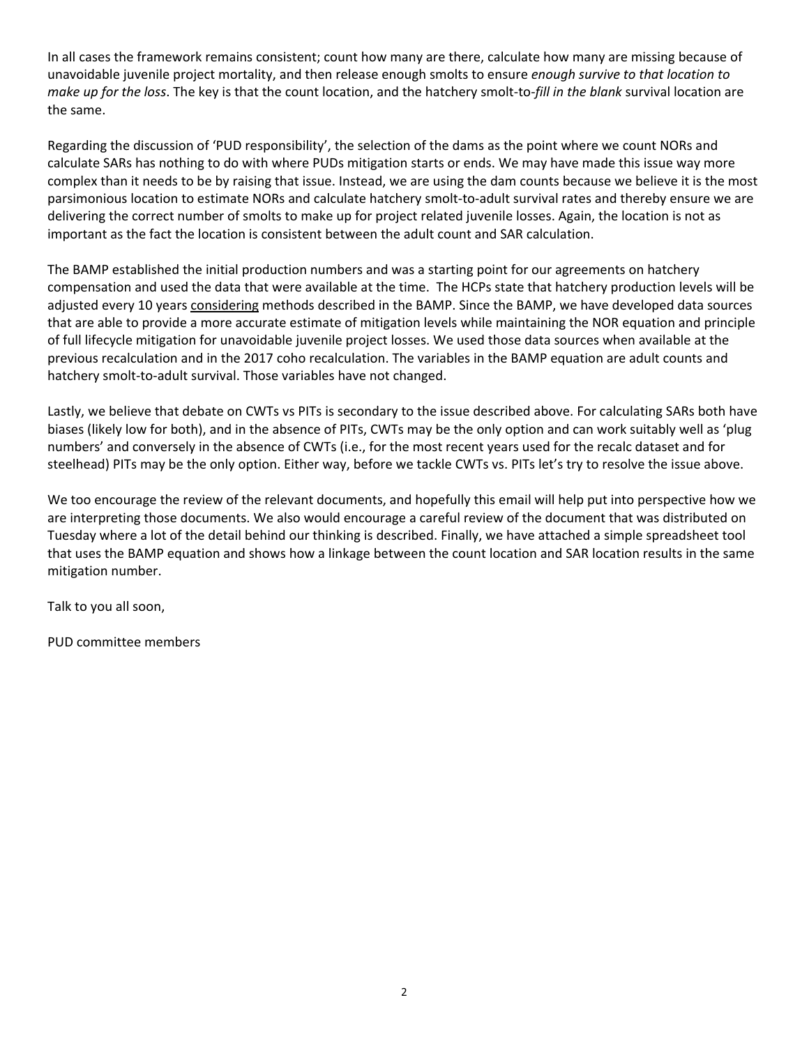In all cases the framework remains consistent; count how many are there, calculate how many are missing because of unavoidable juvenile project mortality, and then release enough smolts to ensure *enough survive to that location to make up for the loss*. The key is that the count location, and the hatchery smolt-to-*fill in the blank* survival location are the same.

Regarding the discussion of 'PUD responsibility', the selection of the dams as the point where we count NORs and calculate SARs has nothing to do with where PUDs mitigation starts or ends. We may have made this issue way more complex than it needs to be by raising that issue. Instead, we are using the dam counts because we believe it is the most parsimonious location to estimate NORs and calculate hatchery smolt-to-adult survival rates and thereby ensure we are delivering the correct number of smolts to make up for project related juvenile losses. Again, the location is not as important as the fact the location is consistent between the adult count and SAR calculation.

The BAMP established the initial production numbers and was a starting point for our agreements on hatchery compensation and used the data that were available at the time. The HCPs state that hatchery production levels will be adjusted every 10 years <u>considering</u> methods described in the BAMP. Since the BAMP, we have developed data sources that are able to provide a more accurate estimate of mitigation levels while maintaining the NOR equation and principle of full lifecycle mitigation for unavoidable juvenile project losses. We used those data sources when available at the previous recalculation and in the 2017 coho recalculation. The variables in the BAMP equation are adult counts and hatchery smolt-to-adult survival. Those variables have not changed.

Lastly, we believe that debate on CWTs vs PITs is secondary to the issue described above. For calculating SARs both have biases (likely low for both), and in the absence of PITs, CWTs may be the only option and can work suitably well as 'plug numbers' and conversely in the absence of CWTs (i.e., for the most recent years used for the recalc dataset and for steelhead) PITs may be the only option. Either way, before we tackle CWTs vs. PITs let's try to resolve the issue above.

We too encourage the review of the relevant documents, and hopefully this email will help put into perspective how we are interpreting those documents. We also would encourage a careful review of the document that was distributed on Tuesday where a lot of the detail behind our thinking is described. Finally, we have attached a simple spreadsheet tool that uses the BAMP equation and shows how a linkage between the count location and SAR location results in the same mitigation number.

Talk to you all soon,

PUD committee members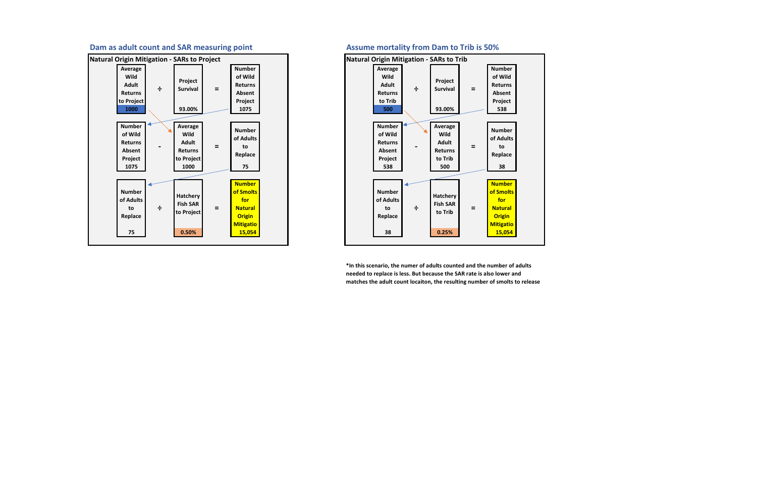## Dam as adult count and SAR measuring point

**Natural Origin Mitigation - SARs to Project**

| Average Wild Adult Returns to Project | | Project Survival | | Number of Wild Returns Absent Project |
|---|---|---|---|---|
| 1000 | ÷ | 93.00% | = | 1075 |

| Number of Wild Returns Absent Project | | Average Wild Adult Returns to Project | | Number of Adults to Replace |
|---|---|---|---|---|
| 1075 | - | 1000 | = | 75 |

| Number of Adults to Replace | | Hatchery Fish SAR to Project | | Number of Smolts for Natural Origin Mitigatio |
|---|---|---|---|---|
| 75 | ÷ | 0.50% | = | 15,054 |

## Assume mortality from Dam to Trib is 50%

**Natural Origin Mitigation - SARs to Trib**

| Average Wild Adult Returns to Trib | | Project Survival | | Number of Wild Returns Absent Project |
|---|---|---|---|---|
| 500 | ÷ | 93.00% | = | 538 |

| Number of Wild Returns Absent Project | | Average Wild Adult Returns to Trib | | Number of Adults to Replace |
|---|---|---|---|---|
| 538 | - | 500 | = | 38 |

| Number of Adults to Replace | | Hatchery Fish SAR to Trib | | Number of Smolts for Natural Origin Mitigatio |
|---|---|---|---|---|
| 38 | ÷ | 0.25% | = | 15,054 |

**\*In this scenario, the numer of adults counted and the number of adults needed to replace is less. But because the SAR rate is also lower and matches the adult count locaiton, the resulting number of smolts to release**